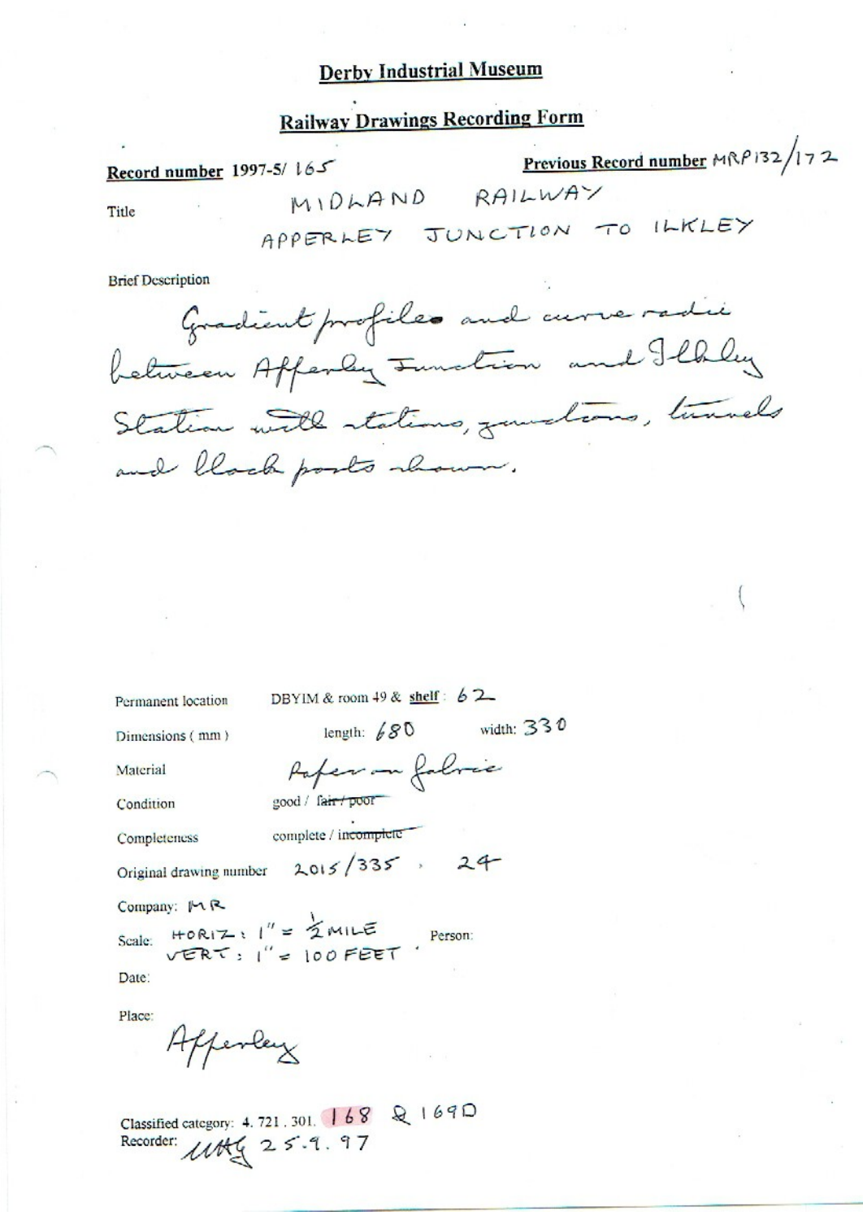# Derby Industrial Museum

## Railway Drawings Recording Form

**Record number** 1997-5/ 165

**Previous Record number** MRP132/172

Title: MIDLAND RAILWAY
APPERLEY JUNCTION TO ILKLEY

Brief Description

Gradient profiles and curve radii between Apperley Junction and Ilkley Station with stations, junctions, tunnels and block posts shown.

Permanent location: DBYIM & room 49 & **shelf**: 62

Dimensions (mm): length: 680 width: 330

Material: Paper on fabric

Condition: good / ~~fair / poor~~

Completeness: complete / ~~incomplete~~

Original drawing number: 2015/335 . 24

Company: MR

Scale: HORIZ: 1" = ½ MILE
VERT: 1" = 100 FEET

Person:

Date:

Place: Apperley

Classified category: 4. 721 . 301. 168 & 169D

Recorder: MAG 25.9.97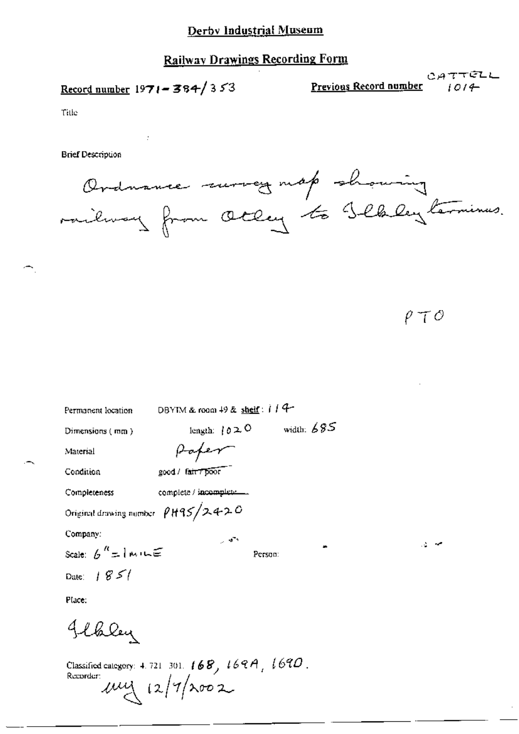# Derby Industrial Museum

## Railway Drawings Recording Form

**Record number** 1971-384/353

**Previous Record number** CATTELL 1014

Title

Brief Description

Ordnance survey map showing railway from Otley to Ilkley terminus.

PTO

Permanent location DBYIM & room 49 & **shelf**: 114

Dimensions (mm) length: 1020 width: 685

Material Paper

Condition good / ~~fair / poor~~

Completeness complete / ~~incomplete~~

Original drawing number PH95/2420

Company:

Scale: 6" = 1 MILE

Person:

Date: 1851

Place:

Ilkley

Classified category: 4. 721. 301. 168, 169A, 169D.

Recorder: my 12/7/2002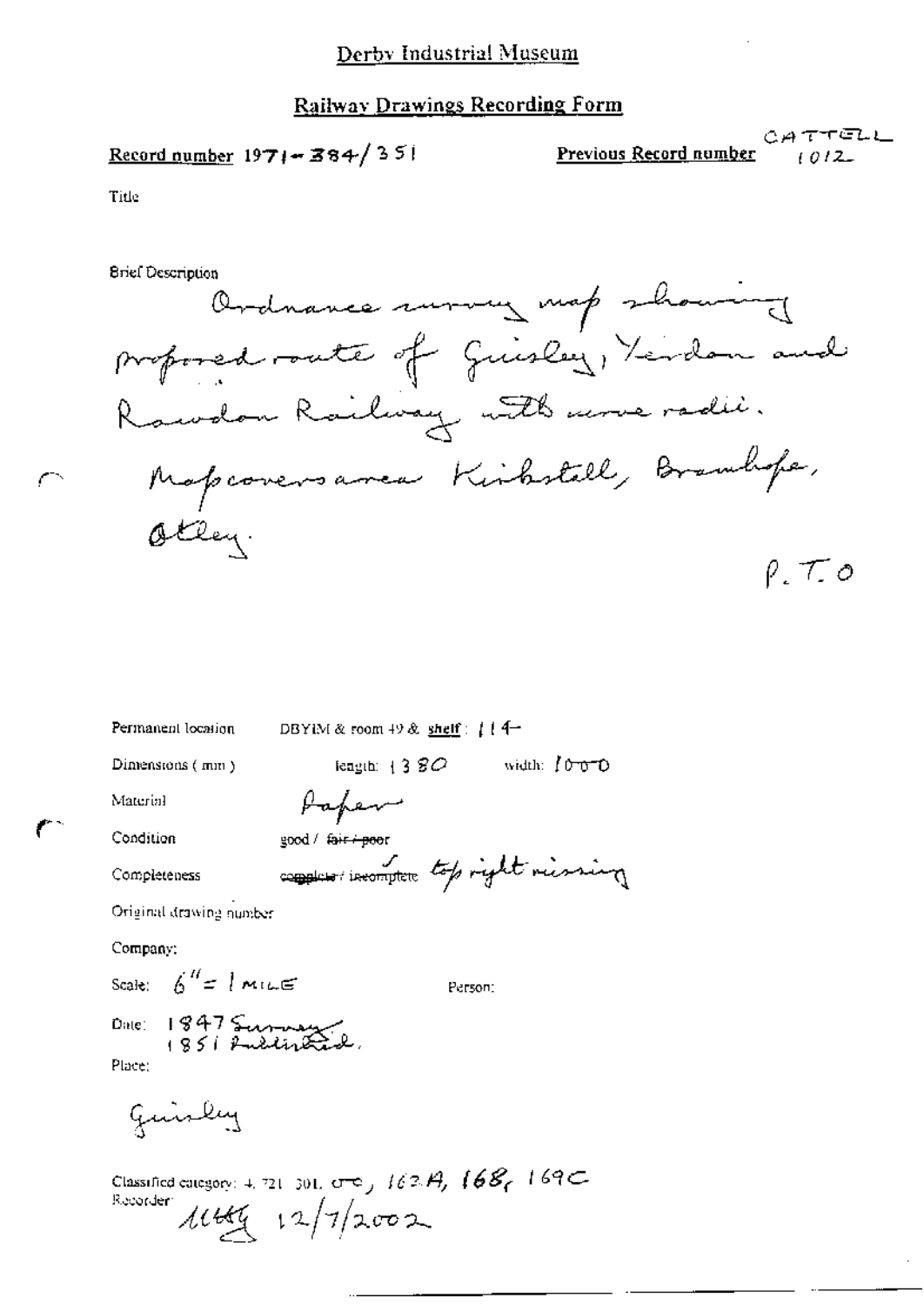Derby Industrial Museum

## Railway Drawings Recording Form

**Record number** 1971-384/351

**Previous Record number** CATTELL 1012

Title

Brief Description

Ordnance survey map showing proposed route of Guisley, Yeadon and Rawdon Railway with curve radii. Map covers area Kirkstall, Bramhope, Otley.

P.T.O

Permanent location DBYIM & room 49 & **shelf**: 114

Dimensions (mm) length: 1380 width: 1000

Material Paper

Condition good / ~~fair / poor~~

Completeness ~~complete~~ / incomplete top right missing

Original drawing number

Company:

Scale: 6" = 1 MILE

Person:

Date: 1847 Survey 1851 Published.

Place:

Guisley

Classified category: 4. 721. 301. 000, 163A, 168, 169C

Recorder: MHG 12/7/2002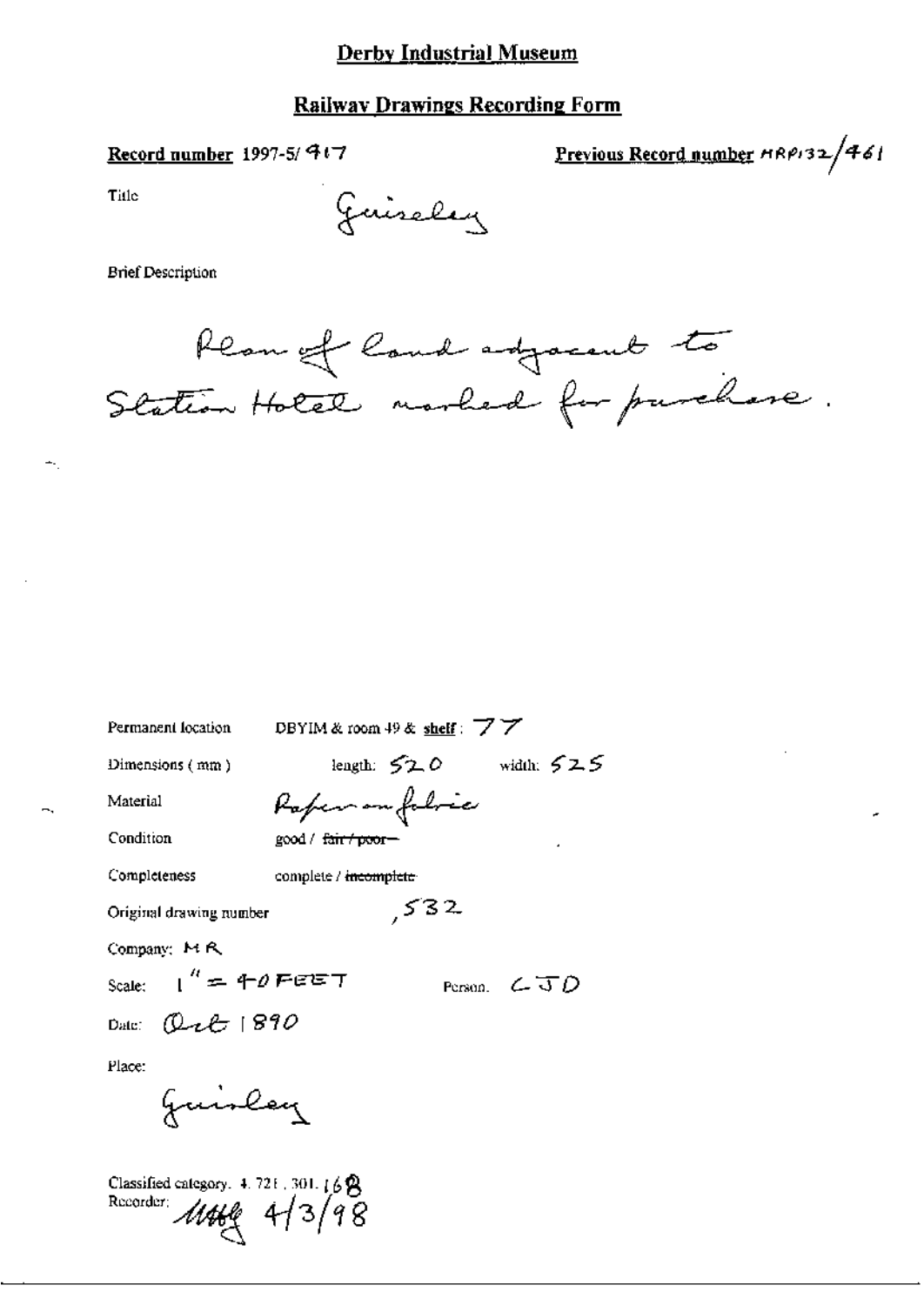# Derby Industrial Museum

## Railway Drawings Recording Form

**Record number** 1997-5/917

**Previous Record number** MRP132/461

Title Guiseley

Brief Description

Plan of land adjacent to Station Hotel marked for purchase.

Permanent location DBYIM & room 49 & **shelf**: 77

Dimensions (mm) length: 520 width: 525

Material Paper on fabric

Condition good / ~~fair / poor~~

Completeness complete / ~~incomplete~~

Original drawing number ,532

Company: MR

Scale: 1" = 40 FEET Person. LJD

Date: Oct 1890

Place:

Guiseley

Classified category. 4. 721. 301. 168
Recorder: MHG 4/3/98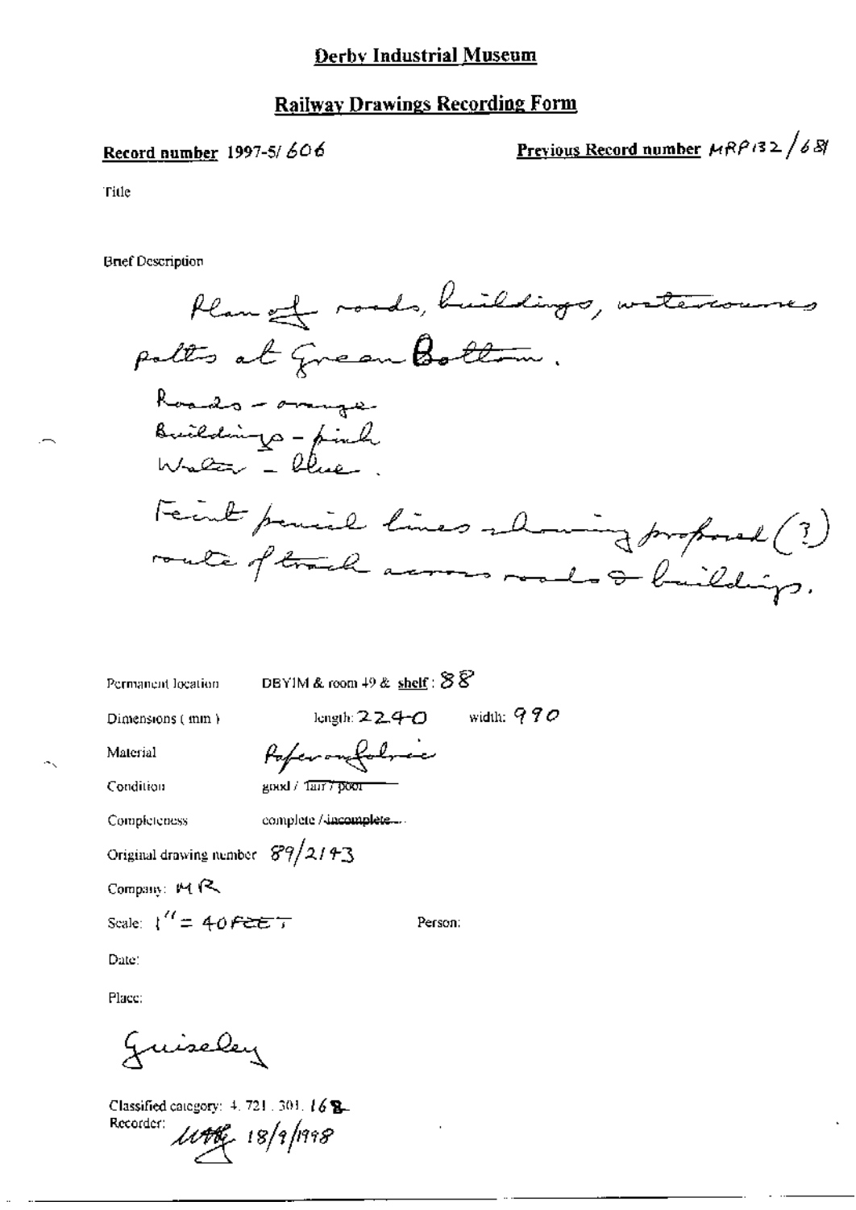# Derby Industrial Museum

## Railway Drawings Recording Form

**Record number** 1997-5/606

**Previous Record number** MRP132/681

Title

Brief Description

Plan of roads, buildings, watercourses paths at Green Bottom.

Roads - orange

Buildings - pink

Water - blue.

Feint pencil lines showing proposed (?) route of track across roads & buildings.

Permanent location: DBYIM & room 49 & **shelf**: 88

Dimensions (mm): length: 2240 width: 990

Material: Paper on fabric

Condition: good / fair / poor

Completeness: complete / ~~incomplete~~

Original drawing number: 89/2143

Company: MR

Scale: 1" = 40 FEET

Person:

Date:

Place:

Guiseley

Classified category: 4.721.301.16B

Recorder: [initials] 18/9/1998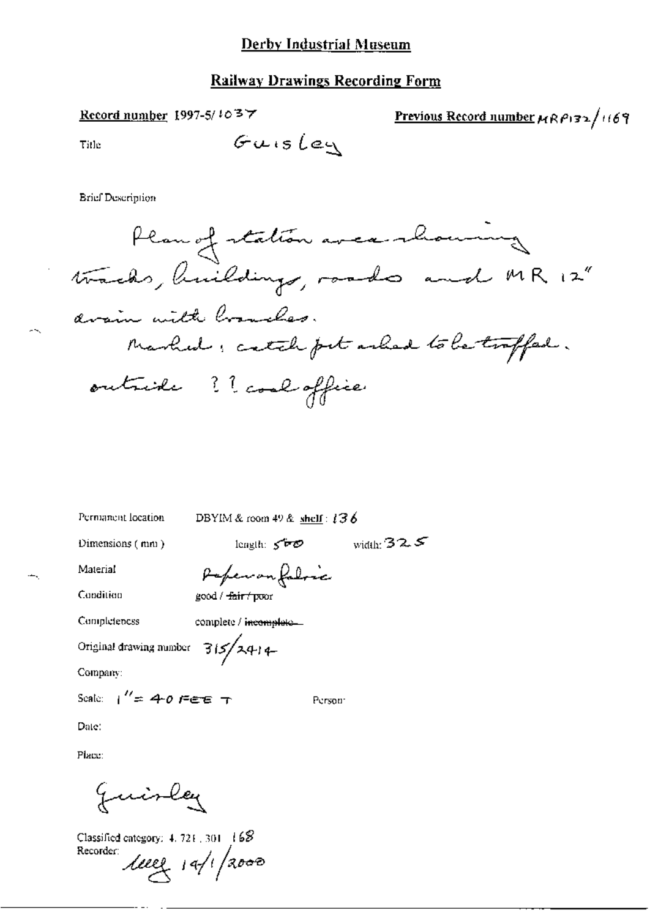# Derby Industrial Museum

## Railway Drawings Recording Form

**Record number** 1997-5/1037

**Previous Record number** MRP132/1169

Title: Guisley

Brief Description

Plan of station area showing tracks, buildings, roads and MR 12" drain with branches.
Marked: catch pit asked to be trapped.
outside ? ? coal office

Permanent location: DBYIM & room 49 & **shelf**: 136

Dimensions (mm): length: 500 width: 325

Material: Paper on fabric

Condition: good / ~~fair / poor~~

Completeness: complete / ~~incomplete~~

Original drawing number: 315/2414

Company:

Scale: 1" = 40 FEET

Person:

Date:

Place:

Guisley

Classified category: 4. 721. 301. 168

Recorder: [signature] 14/1/2000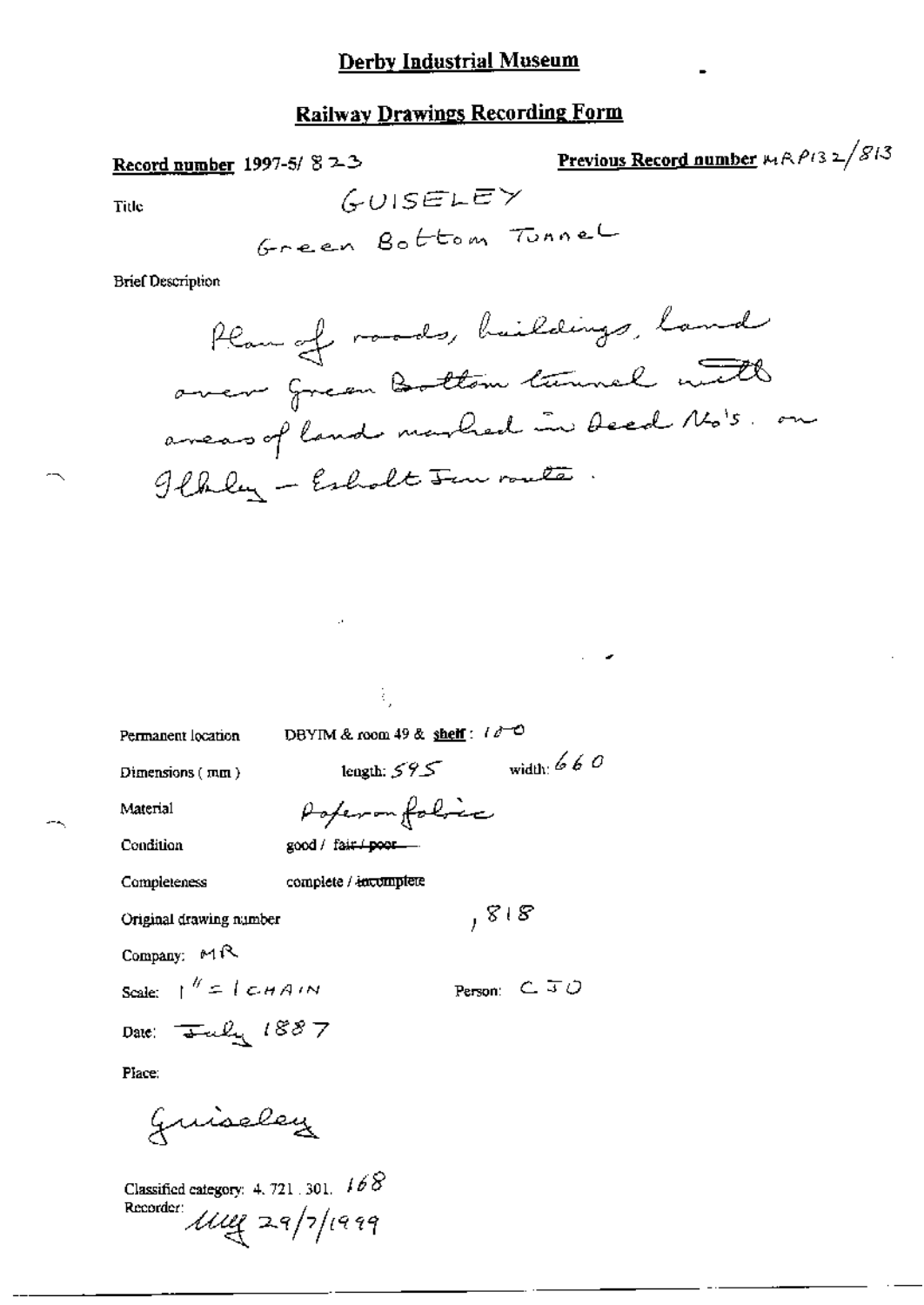# Derby Industrial Museum

## Railway Drawings Recording Form

**Record number** 1997-5/ 823

**Previous Record number** MRP132/813

Title

GUISELEY

Green Bottom Tunnel

Brief Description

Plan of roads, buildings, land over Green Bottom tunnel with areas of land marked in Deed No's. on Ilkley – Esholt Jun route.

Permanent location DBYIM & room 49 & **shelf**: 100

Dimensions (mm) length: 595 width: 660

Material Paper on fabric

Condition good / ~~fair / poor~~

Completeness complete / ~~incomplete~~

Original drawing number , 818

Company: MR

Scale: 1" = 1 CHAIN

Person: CJO

Date: July 1887

Place:

Guiseley

Classified category: 4. 721 . 301. 168

Recorder: MG 29/7/1999